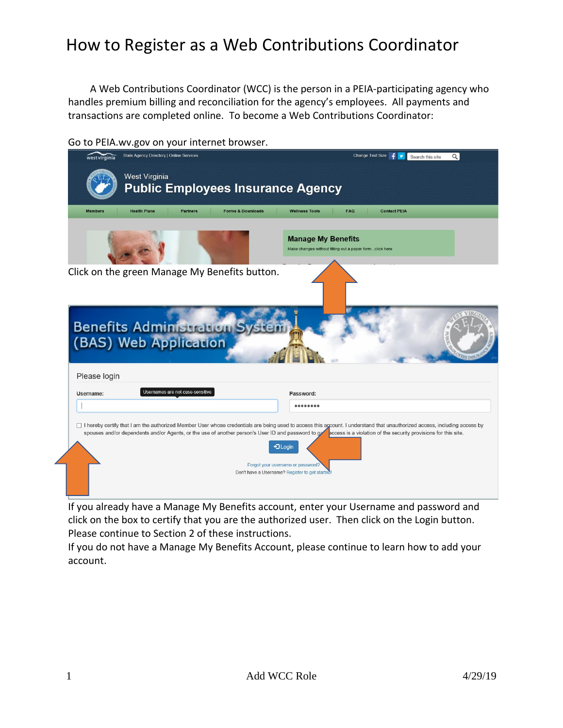# How to Register as a Web Contributions Coordinator

A Web Contributions Coordinator (WCC) is the person in a PEIA-participating agency who handles premium billing and reconciliation for the agency's employees. All payments and transactions are completed online. To become a Web Contributions Coordinator:

Go to PEIA.wv.gov on your internet browser.

Click on the green Manage My Benefits button.

If you already have a Manage My Benefits account, enter your Username and password and click on the box to certify that you are the authorized user. Then click on the Login button. Please continue to Section 2 of these instructions.

If you do not have a Manage My Benefits Account, please continue to learn how to add your account.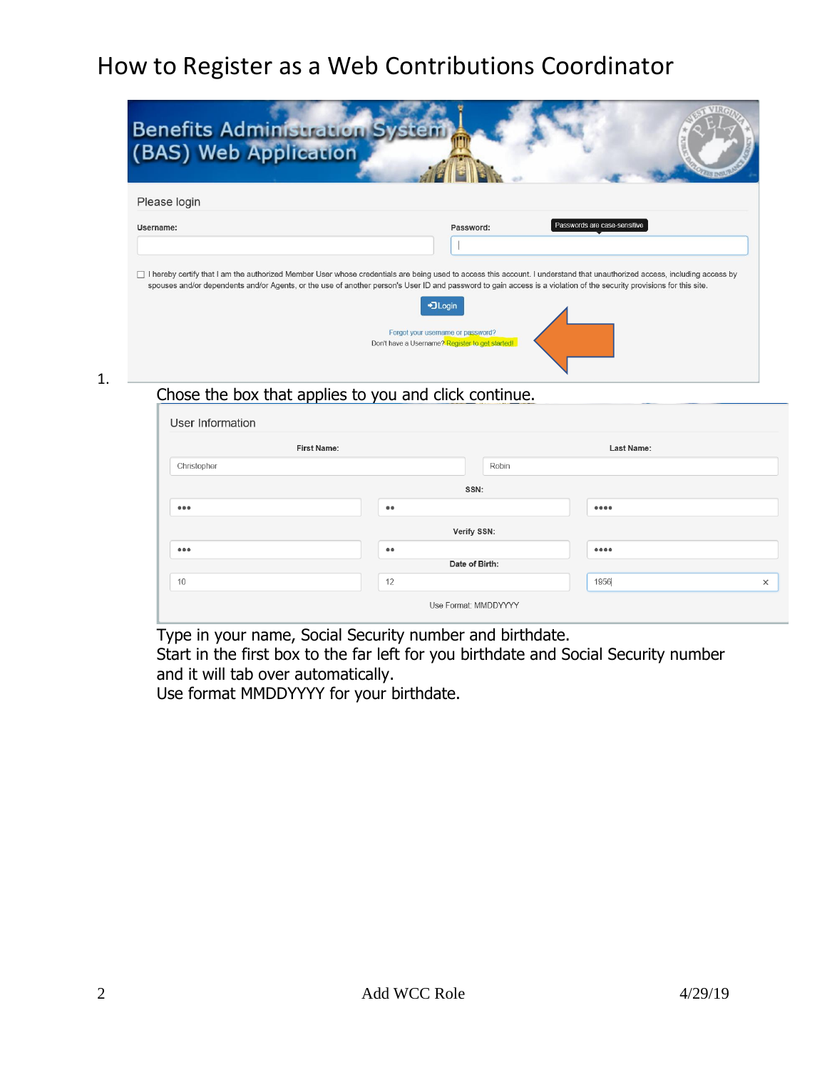# How to Register as a Web Contributions Coordinator

1. Chose the box that applies to you and click continue.

Type in your name, Social Security number and birthdate.
Start in the first box to the far left for you birthdate and Social Security number and it will tab over automatically.
Use format MMDDYYYY for your birthdate.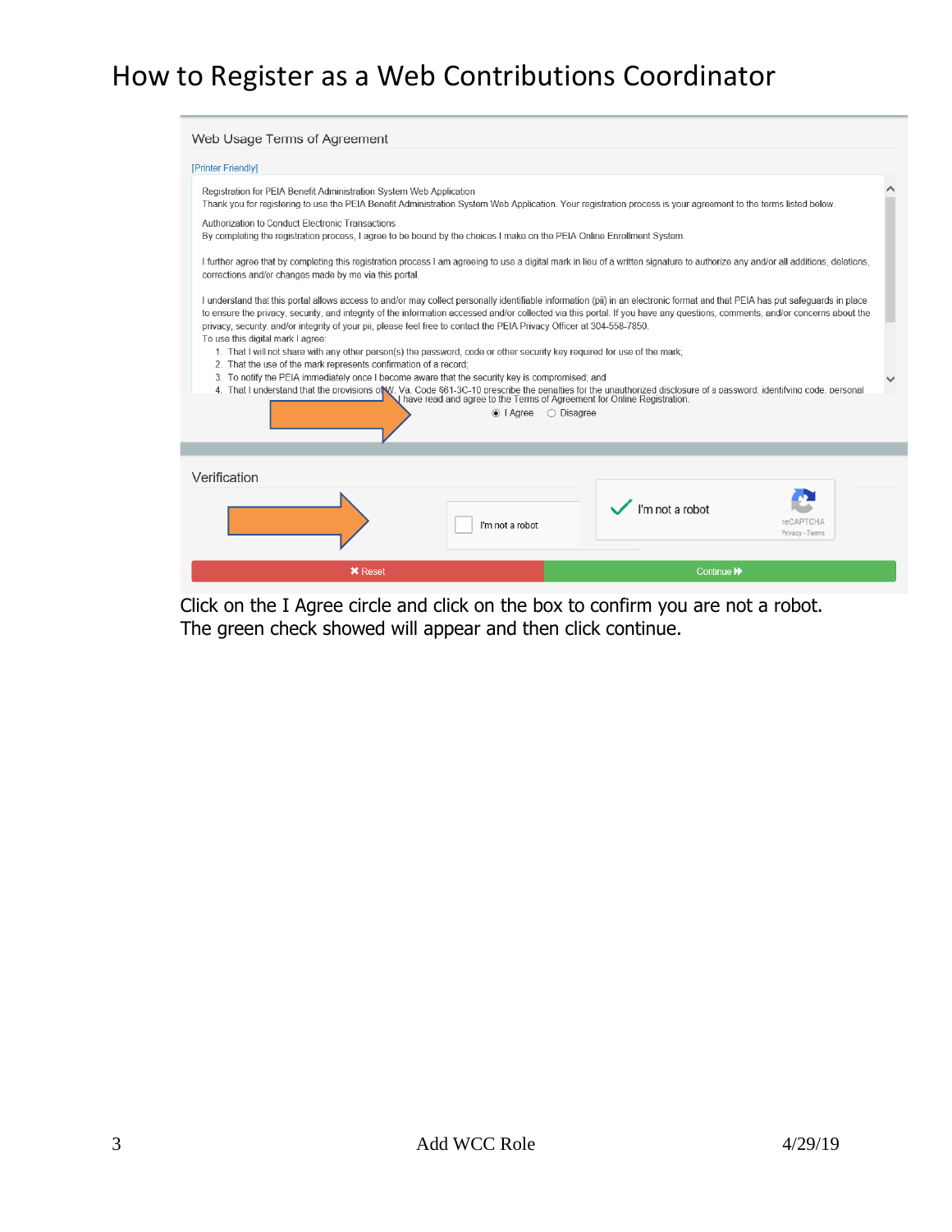# How to Register as a Web Contributions Coordinator

Web Usage Terms of Agreement

[Printer Friendly]

Registration for PEIA Benefit Administration System Web Application
Thank you for registering to use the PEIA Benefit Administration System Web Application. Your registration process is your agreement to the terms listed below.

Authorization to Conduct Electronic Transactions
By completing the registration process, I agree to be bound by the choices I make on the PEIA Online Enrollment System.

I further agree that by completing this registration process I am agreeing to use a digital mark in lieu of a written signature to authorize any and/or all additions, deletions, corrections and/or changes made by me via this portal.

I understand that this portal allows access to and/or may collect personally identifiable information (pii) in an electronic format and that PEIA has put safeguards in place to ensure the privacy, security, and integrity of the information accessed and/or collected via this portal. If you have any questions, comments, and/or concerns about the privacy, security and/or integrity of your pii, please feel free to contact the PEIA Privacy Officer at 304-558-7850.
To use this digital mark I agree:

1. That I will not share with any other person(s) the password, code or other security key required for use of the mark;
2. That the use of the mark represents confirmation of a record;
3. To notify the PEIA immediately once I become aware that the security key is compromised; and
4. That I understand that the provisions of W. Va. Code §61-3C-10 prescribe the penalties for the unauthorized disclosure of a password, identifying code, personal

I have read and agree to the Terms of Agreement for Online Registration.

◉ I Agree ○ Disagree

Verification

I'm not a robot

✔ I'm not a robot — reCAPTCHA Privacy - Terms

✖ Reset | Continue ⏩

Click on the I Agree circle and click on the box to confirm you are not a robot. The green check showed will appear and then click continue.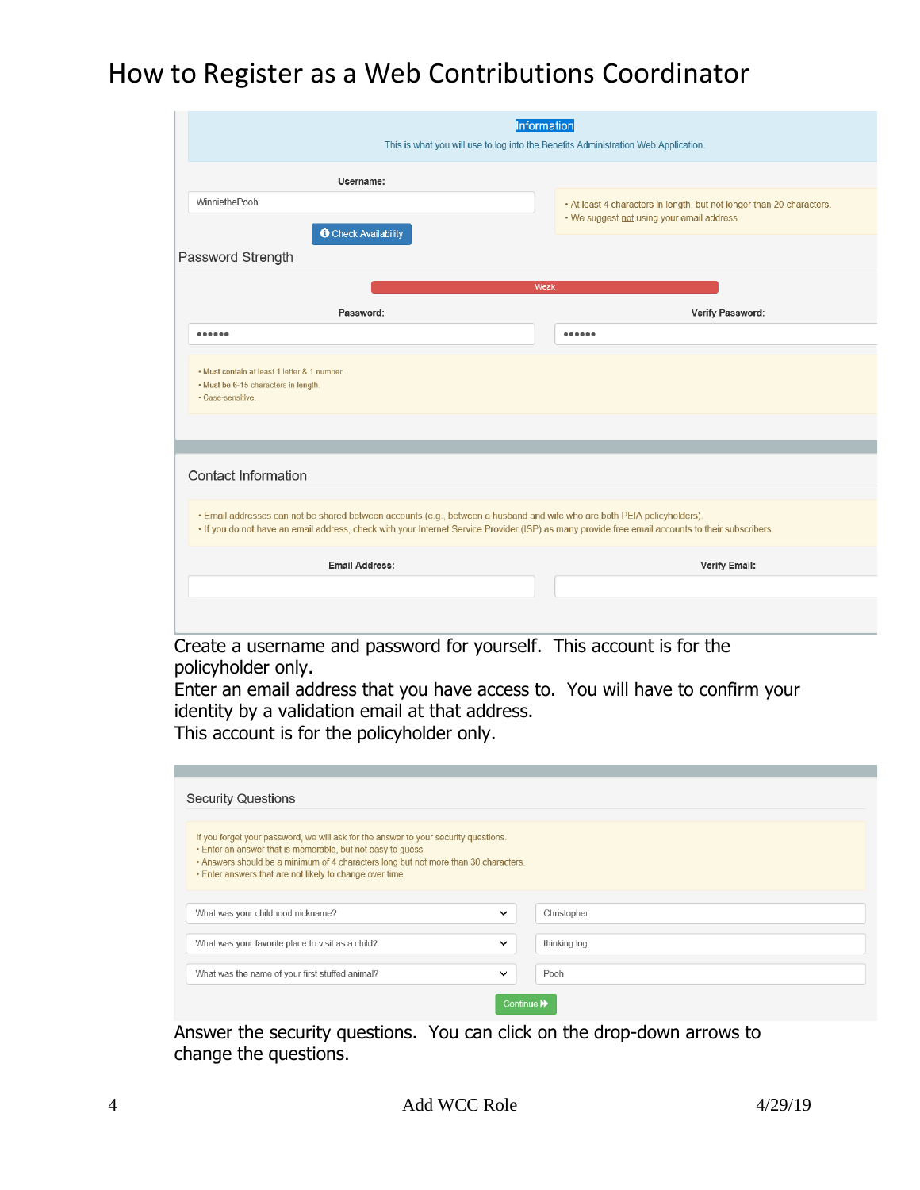# How to Register as a Web Contributions Coordinator

**Information**

This is what you will use to log into the Benefits Administration Web Application.

**Username:**

WinniethePooh

Check Availability

- At least 4 characters in length, but not longer than 20 characters.
- We suggest not using your email address.

Password Strength

Weak

**Password:** •••••• **Verify Password:** ••••••

- Must contain at least 1 letter & 1 number.
- Must be 6-15 characters in length.
- Case-sensitive.

Contact Information

- Email addresses can not be shared between accounts (e.g., between a husband and wife who are both PEIA policyholders).
- If you do not have an email address, check with your Internet Service Provider (ISP) as many provide free email accounts to their subscribers.

**Email Address:** **Verify Email:**

Create a username and password for yourself. This account is for the policyholder only.
Enter an email address that you have access to. You will have to confirm your identity by a validation email at that address.
This account is for the policyholder only.

Security Questions

If you forget your password, we will ask for the answer to your security questions.

- Enter an answer that is memorable, but not easy to guess.
- Answers should be a minimum of 4 characters long but not more than 30 characters.
- Enter answers that are not likely to change over time.

| Question | Answer |
|---|---|
| What was your childhood nickname? | Christopher |
| What was your favorite place to visit as a child? | thinking log |
| What was the name of your first stuffed animal? | Pooh |

Continue

Answer the security questions. You can click on the drop-down arrows to change the questions.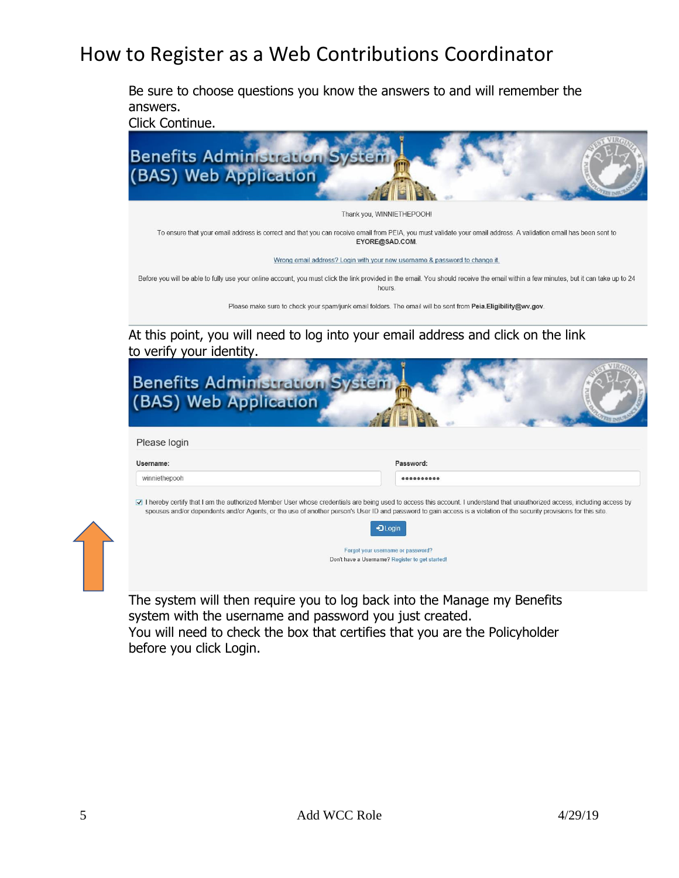# How to Register as a Web Contributions Coordinator

Be sure to choose questions you know the answers to and will remember the answers.

Click Continue.

Benefits Administration System (BAS) Web Application

Thank you, WINNIETHEPOOH!

To ensure that your email address is correct and that you can receive email from PEIA, you must validate your email address. A validation email has been sent to **EYORE@SAD.COM**.

Wrong email address? Login with your new username & password to change it.

Before you will be able to fully use your online account, you must click the link provided in the email. You should receive the email within a few minutes, but it can take up to 24 hours.

Please make sure to check your spam/junk email folders. The email will be sent from **Peia.Eligibility@wv.gov**.

At this point, you will need to log into your email address and click on the link to verify your identity.

Benefits Administration System (BAS) Web Application

Please login

**Username:** winniethepooh

**Password:** ••••••••••

☑ I hereby certify that I am the authorized Member User whose credentials are being used to access this account. I understand that unauthorized access, including access by spouses and/or dependents and/or Agents, or the use of another person's User ID and password to gain access is a violation of the security provisions for this site.

Login

Forgot your username or password?

Don't have a Username? Register to get started!

The system will then require you to log back into the Manage my Benefits system with the username and password you just created.

You will need to check the box that certifies that you are the Policyholder before you click Login.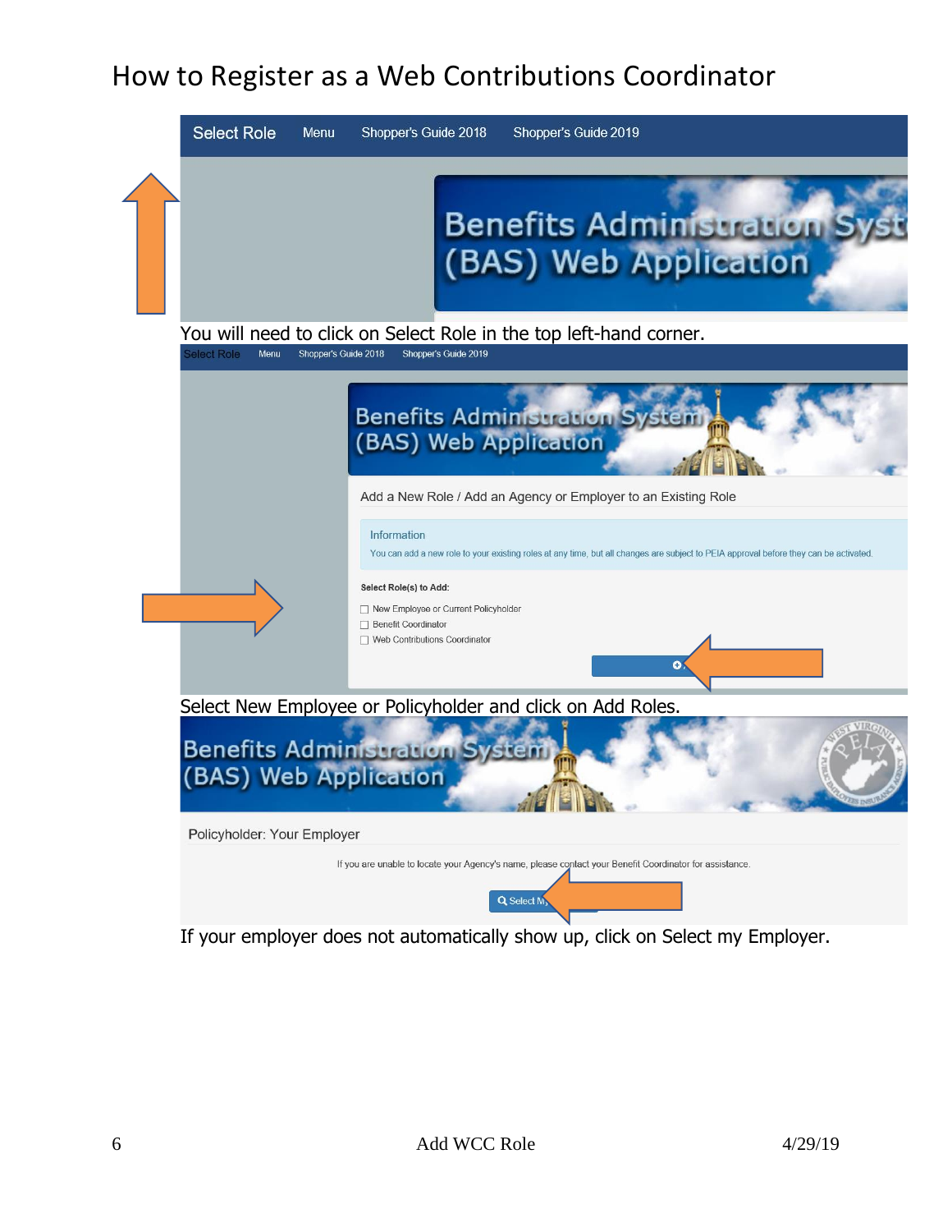# How to Register as a Web Contributions Coordinator

Select Role | Menu | Shopper's Guide 2018 | Shopper's Guide 2019

Benefits Administration System (BAS) Web Application

You will need to click on Select Role in the top left-hand corner.

Select Role | Menu | Shopper's Guide 2018 | Shopper's Guide 2019

Benefits Administration System (BAS) Web Application

Add a New Role / Add an Agency or Employer to an Existing Role

Information

You can add a new role to your existing roles at any time, but all changes are subject to PEIA approval before they can be activated.

**Select Role(s) to Add:**

- ☐ New Employee or Current Policyholder
- ☐ Benefit Coordinator
- ☐ Web Contributions Coordinator

Select New Employee or Policyholder and click on Add Roles.

Benefits Administration System (BAS) Web Application

Policyholder: Your Employer

If you are unable to locate your Agency's name, please contact your Benefit Coordinator for assistance.

Select M...

If your employer does not automatically show up, click on Select my Employer.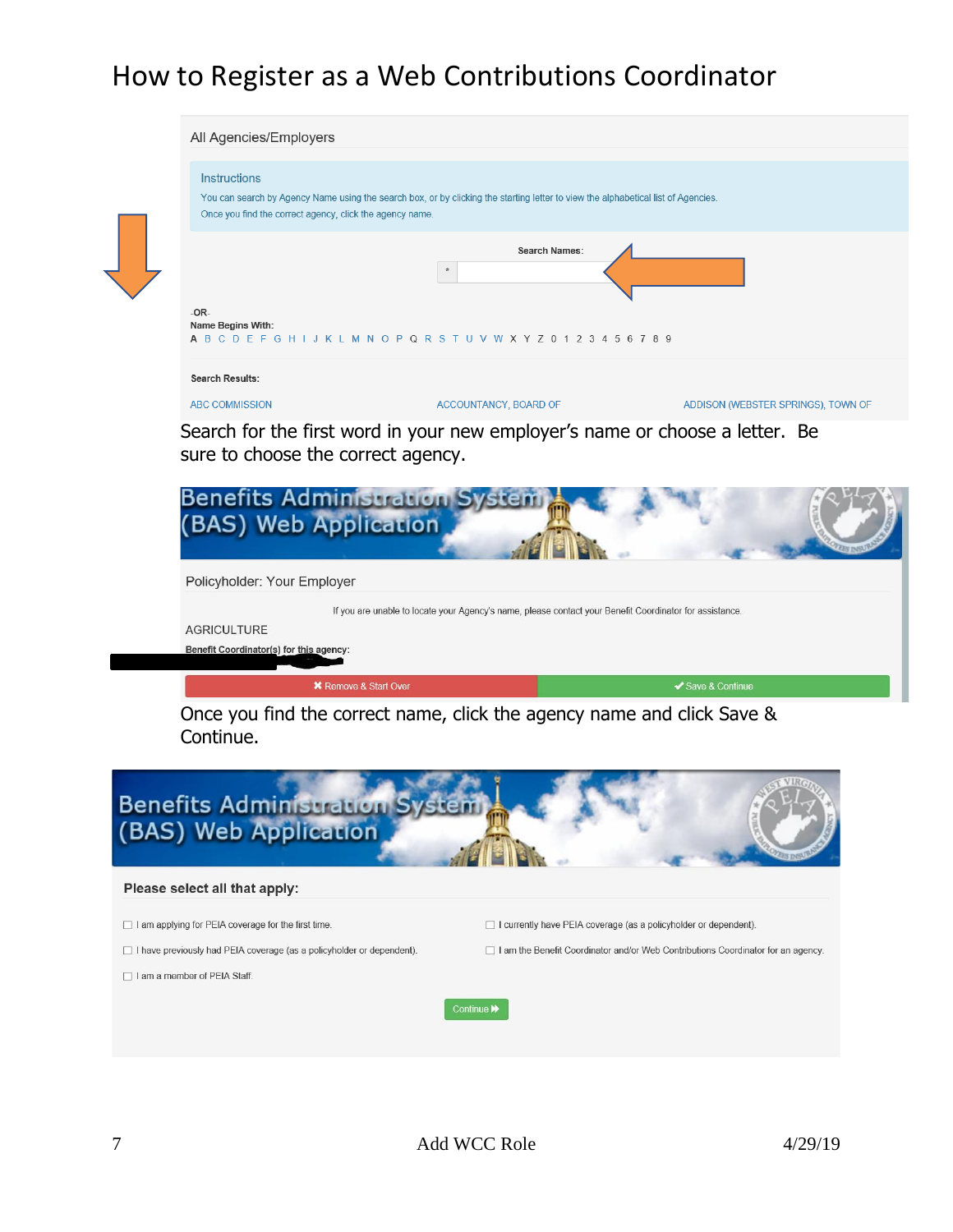# How to Register as a Web Contributions Coordinator

All Agencies/Employers

Instructions

You can search by Agency Name using the search box, or by clicking the starting letter to view the alphabetical list of Agencies.
Once you find the correct agency, click the agency name.

Search Names:

-OR-

Name Begins With:

A B C D E F G H I J K L M N O P Q R S T U V W X Y Z 0 1 2 3 4 5 6 7 8 9

Search Results:

ABC COMMISSION ACCOUNTANCY, BOARD OF ADDISON (WEBSTER SPRINGS), TOWN OF

Search for the first word in your new employer's name or choose a letter. Be sure to choose the correct agency.

Benefits Administration System (BAS) Web Application

Policyholder: Your Employer

If you are unable to locate your Agency's name, please contact your Benefit Coordinator for assistance.

AGRICULTURE

Benefit Coordinator(s) for this agency:

✖ Remove & Start Over ✔ Save & Continue

Once you find the correct name, click the agency name and click Save & Continue.

Benefits Administration System (BAS) Web Application

**Please select all that apply:**

- ☐ I am applying for PEIA coverage for the first time.
- ☐ I currently have PEIA coverage (as a policyholder or dependent).
- ☐ I have previously had PEIA coverage (as a policyholder or dependent).
- ☐ I am the Benefit Coordinator and/or Web Contributions Coordinator for an agency.
- ☐ I am a member of PEIA Staff.

Continue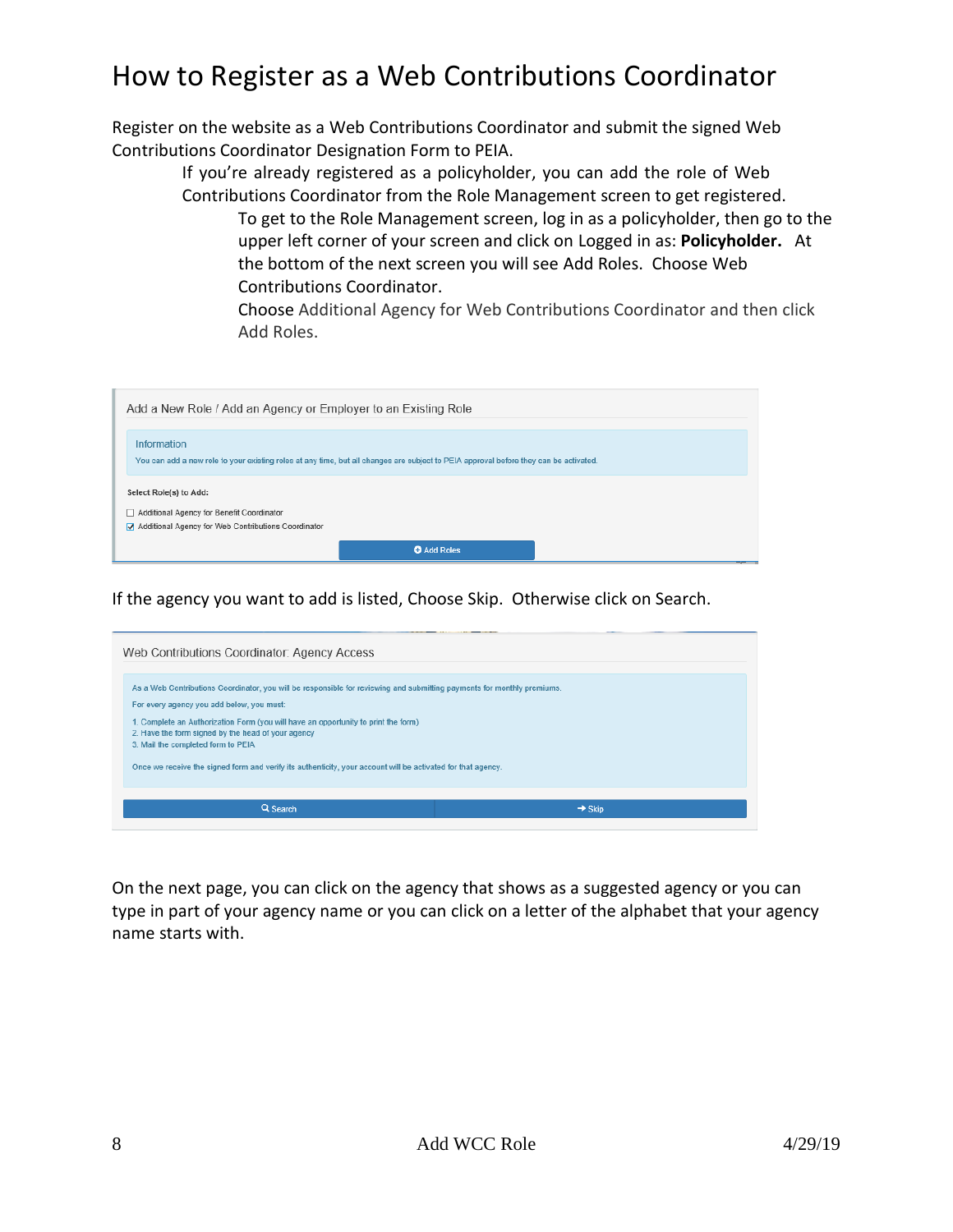# How to Register as a Web Contributions Coordinator

Register on the website as a Web Contributions Coordinator and submit the signed Web Contributions Coordinator Designation Form to PEIA.

> If you're already registered as a policyholder, you can add the role of Web Contributions Coordinator from the Role Management screen to get registered.
>
> > To get to the Role Management screen, log in as a policyholder, then go to the upper left corner of your screen and click on Logged in as: **Policyholder.** At the bottom of the next screen you will see Add Roles. Choose Web Contributions Coordinator.
> >
> > Choose Additional Agency for Web Contributions Coordinator and then click Add Roles.

Add a New Role / Add an Agency or Employer to an Existing Role

Information

You can add a new role to your existing roles at any time, but all changes are subject to PEIA approval before they can be activated.

Select Role(s) to Add:

- [ ] Additional Agency for Benefit Coordinator
- [x] Additional Agency for Web Contributions Coordinator

Add Roles

If the agency you want to add is listed, Choose Skip. Otherwise click on Search.

Web Contributions Coordinator: Agency Access

As a Web Contributions Coordinator, you will be responsible for reviewing and submitting payments for monthly premiums.

For every agency you add below, you must:

1. Complete an Authorization Form (you will have an opportunity to print the form)
2. Have the form signed by the head of your agency
3. Mail the completed form to PEIA

Once we receive the signed form and verify its authenticity, your account will be activated for that agency.

Search | Skip

On the next page, you can click on the agency that shows as a suggested agency or you can type in part of your agency name or you can click on a letter of the alphabet that your agency name starts with.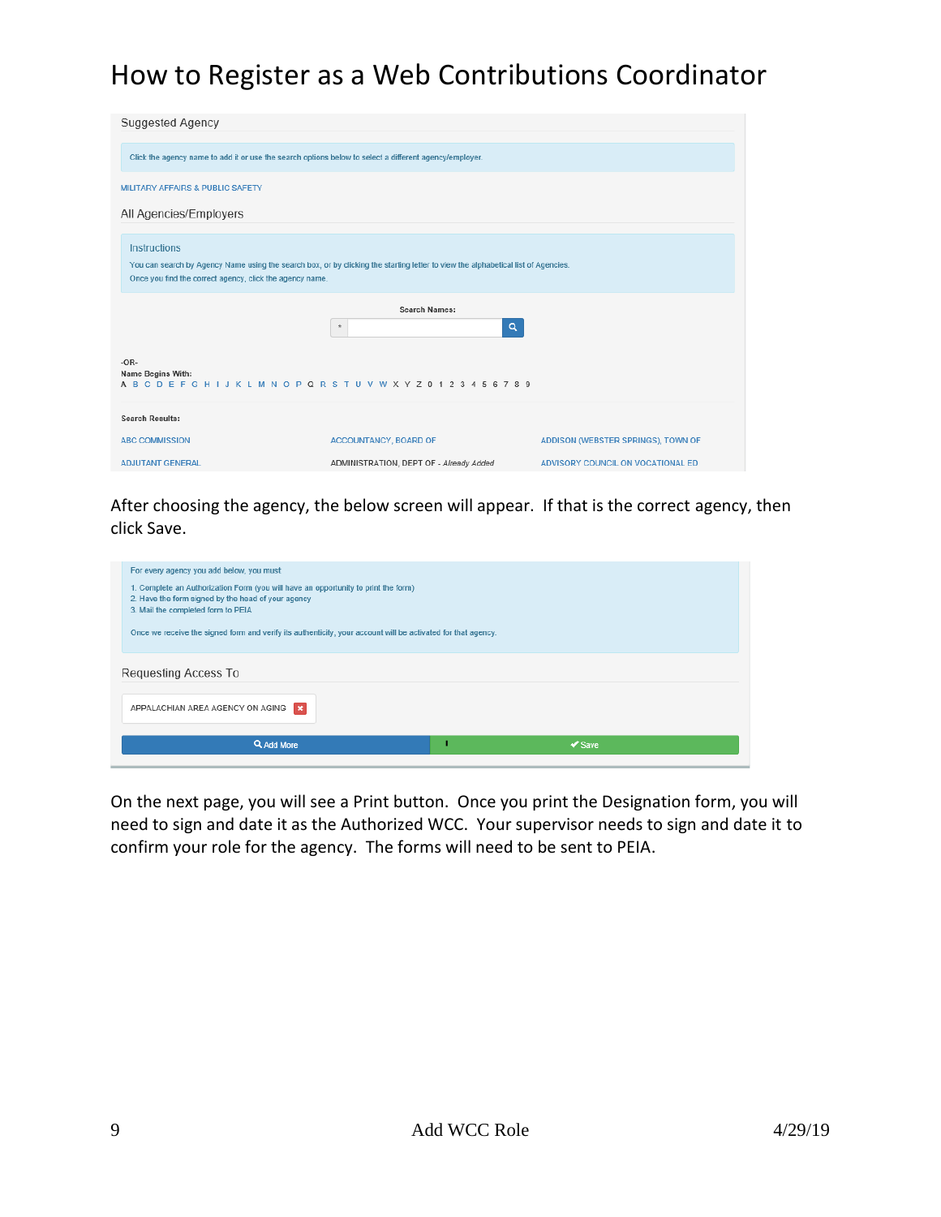# How to Register as a Web Contributions Coordinator

Suggested Agency

Click the agency name to add it or use the search options below to select a different agency/employer.

MILITARY AFFAIRS & PUBLIC SAFETY

All Agencies/Employers

Instructions

You can search by Agency Name using the search box, or by clicking the starting letter to view the alphabetical list of Agencies.
Once you find the correct agency, click the agency name.

Search Names:

-OR-
Name Begins With:
A B C D E F G H I J K L M N O P Q R S T U V W X Y Z 0 1 2 3 4 5 6 7 8 9

Search Results:

| | | |
|---|---|---|
| ABC COMMISSION | ACCOUNTANCY, BOARD OF | ADDISON (WEBSTER SPRINGS), TOWN OF |
| ADJUTANT GENERAL | ADMINISTRATION, DEPT OF - *Already Added* | ADVISORY COUNCIL ON VOCATIONAL ED |

After choosing the agency, the below screen will appear. If that is the correct agency, then click Save.

For every agency you add below, you must

1. Complete an Authorization Form (you will have an opportunity to print the form)
2. Have the form signed by the head of your agency
3. Mail the completed form to PEIA

Once we receive the signed form and verify its authenticity, your account will be activated for that agency.

Requesting Access To

APPALACHIAN AREA AGENCY ON AGING

Add More | Save

On the next page, you will see a Print button. Once you print the Designation form, you will need to sign and date it as the Authorized WCC. Your supervisor needs to sign and date it to confirm your role for the agency. The forms will need to be sent to PEIA.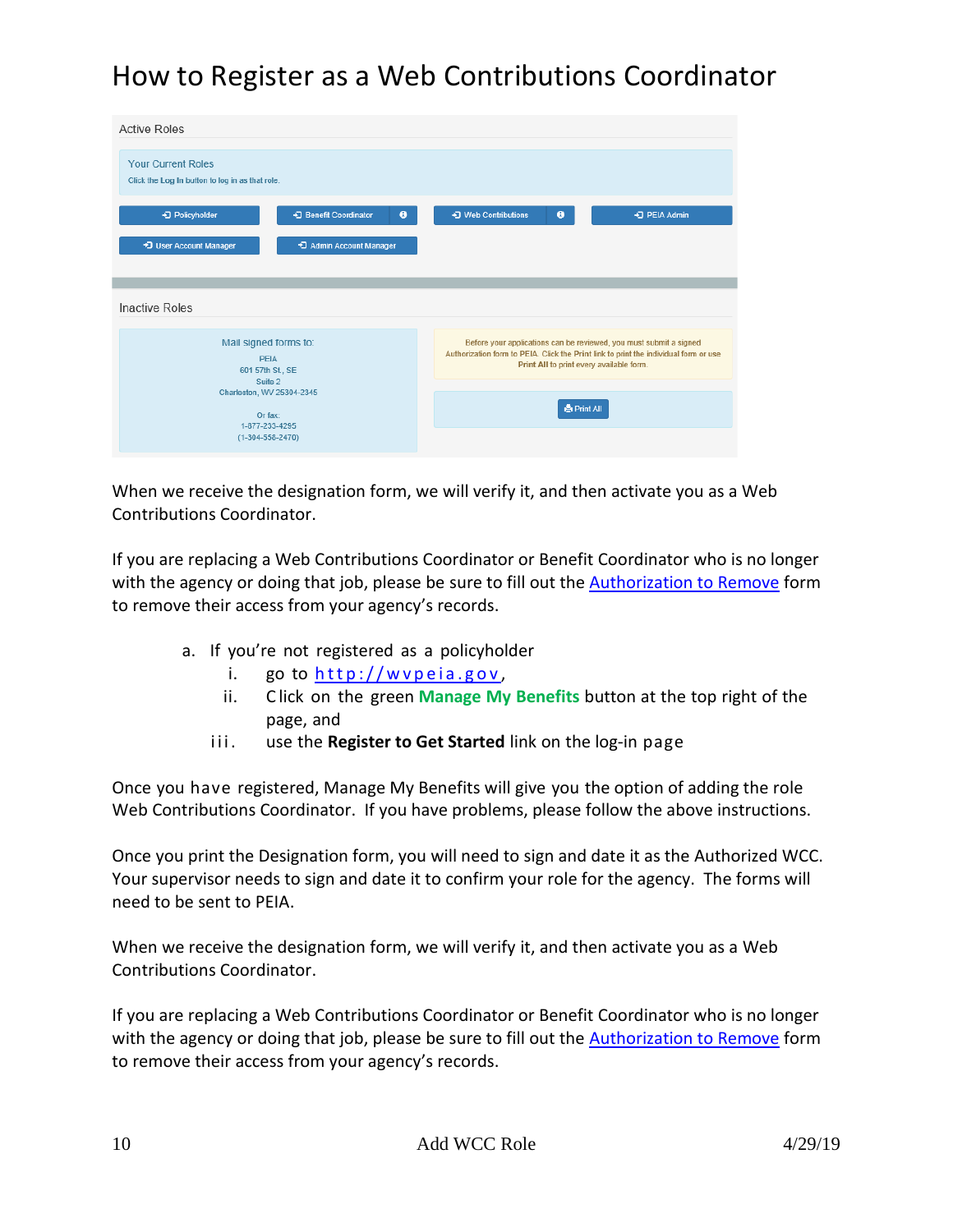# How to Register as a Web Contributions Coordinator

Active Roles

Your Current Roles

Click the Log In button to log in as that role.

Policyholder | Benefit Coordinator | Web Contributions | PEIA Admin

User Account Manager | Admin Account Manager

Inactive Roles

Mail signed forms to:

PEIA
601 57th St., SE
Suite 2
Charleston, WV 25304-2345

Or fax:
1-877-233-4295
(1-304-558-2470)

Before your applications can be reviewed, you must submit a signed Authorization form to PEIA. Click the Print link to print the individual form or use **Print All** to print every available form.

Print All

When we receive the designation form, we will verify it, and then activate you as a Web Contributions Coordinator.

If you are replacing a Web Contributions Coordinator or Benefit Coordinator who is no longer with the agency or doing that job, please be sure to fill out the Authorization to Remove form to remove their access from your agency's records.

a. If you're not registered as a policyholder
   i. go to http://wvpeia.gov,
   ii. Click on the green **Manage My Benefits** button at the top right of the page, and
   iii. use the **Register to Get Started** link on the log-in page

Once you have registered, Manage My Benefits will give you the option of adding the role Web Contributions Coordinator. If you have problems, please follow the above instructions.

Once you print the Designation form, you will need to sign and date it as the Authorized WCC. Your supervisor needs to sign and date it to confirm your role for the agency. The forms will need to be sent to PEIA.

When we receive the designation form, we will verify it, and then activate you as a Web Contributions Coordinator.

If you are replacing a Web Contributions Coordinator or Benefit Coordinator who is no longer with the agency or doing that job, please be sure to fill out the Authorization to Remove form to remove their access from your agency's records.